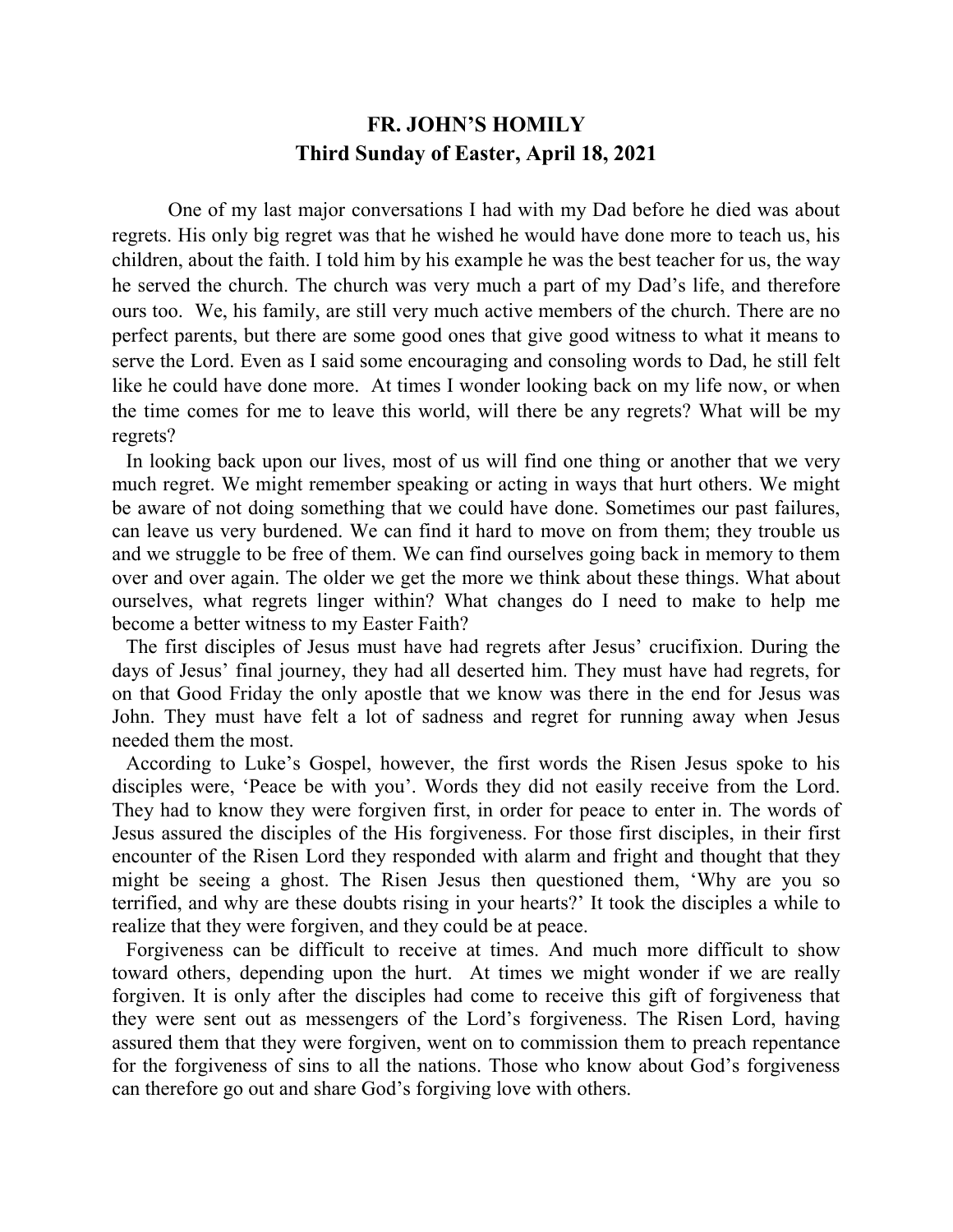# FR. JOHN'S HOMILY
## Third Sunday of Easter, April 18, 2021

One of my last major conversations I had with my Dad before he died was about regrets. His only big regret was that he wished he would have done more to teach us, his children, about the faith. I told him by his example he was the best teacher for us, the way he served the church. The church was very much a part of my Dad's life, and therefore ours too. We, his family, are still very much active members of the church. There are no perfect parents, but there are some good ones that give good witness to what it means to serve the Lord. Even as I said some encouraging and consoling words to Dad, he still felt like he could have done more. At times I wonder looking back on my life now, or when the time comes for me to leave this world, will there be any regrets? What will be my regrets?

In looking back upon our lives, most of us will find one thing or another that we very much regret. We might remember speaking or acting in ways that hurt others. We might be aware of not doing something that we could have done. Sometimes our past failures, can leave us very burdened. We can find it hard to move on from them; they trouble us and we struggle to be free of them. We can find ourselves going back in memory to them over and over again. The older we get the more we think about these things. What about ourselves, what regrets linger within? What changes do I need to make to help me become a better witness to my Easter Faith?

The first disciples of Jesus must have had regrets after Jesus' crucifixion. During the days of Jesus' final journey, they had all deserted him. They must have had regrets, for on that Good Friday the only apostle that we know was there in the end for Jesus was John. They must have felt a lot of sadness and regret for running away when Jesus needed them the most.

According to Luke's Gospel, however, the first words the Risen Jesus spoke to his disciples were, 'Peace be with you'. Words they did not easily receive from the Lord. They had to know they were forgiven first, in order for peace to enter in. The words of Jesus assured the disciples of the His forgiveness. For those first disciples, in their first encounter of the Risen Lord they responded with alarm and fright and thought that they might be seeing a ghost. The Risen Jesus then questioned them, 'Why are you so terrified, and why are these doubts rising in your hearts?' It took the disciples a while to realize that they were forgiven, and they could be at peace.

Forgiveness can be difficult to receive at times. And much more difficult to show toward others, depending upon the hurt. At times we might wonder if we are really forgiven. It is only after the disciples had come to receive this gift of forgiveness that they were sent out as messengers of the Lord's forgiveness. The Risen Lord, having assured them that they were forgiven, went on to commission them to preach repentance for the forgiveness of sins to all the nations. Those who know about God's forgiveness can therefore go out and share God's forgiving love with others.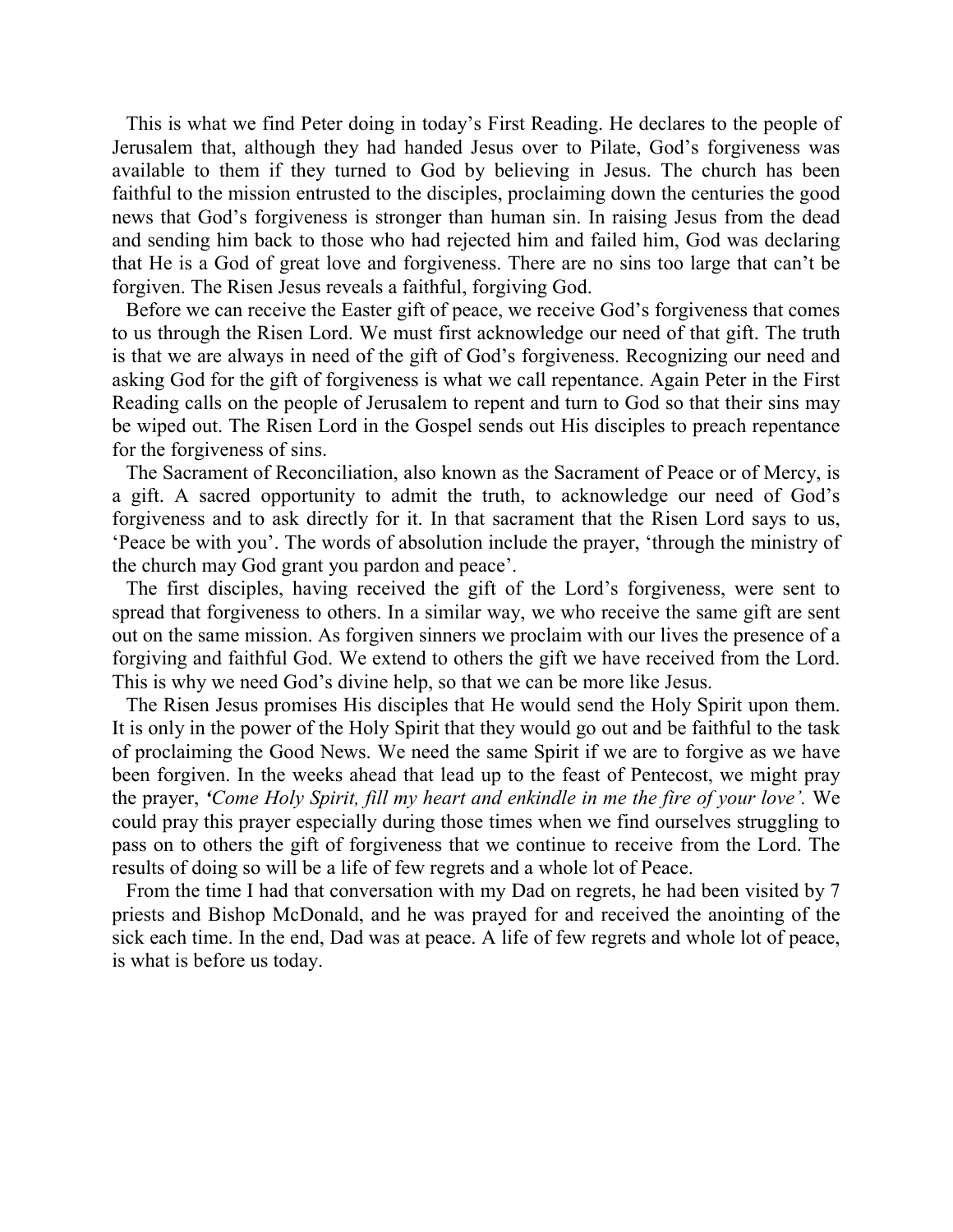This is what we find Peter doing in today's First Reading. He declares to the people of Jerusalem that, although they had handed Jesus over to Pilate, God's forgiveness was available to them if they turned to God by believing in Jesus. The church has been faithful to the mission entrusted to the disciples, proclaiming down the centuries the good news that God's forgiveness is stronger than human sin. In raising Jesus from the dead and sending him back to those who had rejected him and failed him, God was declaring that He is a God of great love and forgiveness. There are no sins too large that can't be forgiven. The Risen Jesus reveals a faithful, forgiving God.

Before we can receive the Easter gift of peace, we receive God's forgiveness that comes to us through the Risen Lord. We must first acknowledge our need of that gift. The truth is that we are always in need of the gift of God's forgiveness. Recognizing our need and asking God for the gift of forgiveness is what we call repentance. Again Peter in the First Reading calls on the people of Jerusalem to repent and turn to God so that their sins may be wiped out. The Risen Lord in the Gospel sends out His disciples to preach repentance for the forgiveness of sins.

The Sacrament of Reconciliation, also known as the Sacrament of Peace or of Mercy, is a gift. A sacred opportunity to admit the truth, to acknowledge our need of God's forgiveness and to ask directly for it. In that sacrament that the Risen Lord says to us, 'Peace be with you'. The words of absolution include the prayer, 'through the ministry of the church may God grant you pardon and peace'.

The first disciples, having received the gift of the Lord's forgiveness, were sent to spread that forgiveness to others. In a similar way, we who receive the same gift are sent out on the same mission. As forgiven sinners we proclaim with our lives the presence of a forgiving and faithful God. We extend to others the gift we have received from the Lord. This is why we need God's divine help, so that we can be more like Jesus.

The Risen Jesus promises His disciples that He would send the Holy Spirit upon them. It is only in the power of the Holy Spirit that they would go out and be faithful to the task of proclaiming the Good News. We need the same Spirit if we are to forgive as we have been forgiven. In the weeks ahead that lead up to the feast of Pentecost, we might pray the prayer, ***'****Come Holy Spirit, fill my heart and enkindle in me the fire of your love'.* We could pray this prayer especially during those times when we find ourselves struggling to pass on to others the gift of forgiveness that we continue to receive from the Lord. The results of doing so will be a life of few regrets and a whole lot of Peace.

From the time I had that conversation with my Dad on regrets, he had been visited by 7 priests and Bishop McDonald, and he was prayed for and received the anointing of the sick each time. In the end, Dad was at peace. A life of few regrets and whole lot of peace, is what is before us today.